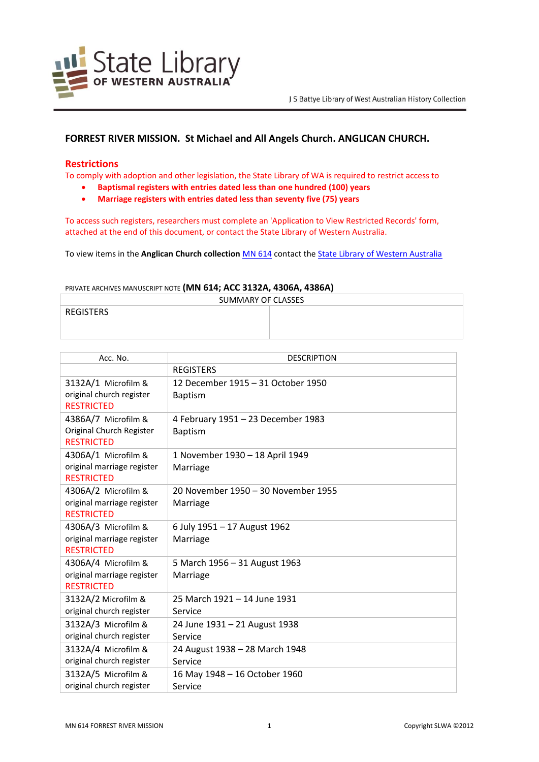State Library OF WESTERN AUSTRALIA

J S Battye Library of West Australian History Collection

## FORREST RIVER MISSION. St Michael and All Angels Church. ANGLICAN CHURCH.

### Restrictions

To comply with adoption and other legislation, the State Library of WA is required to restrict access to

- **Baptismal registers with entries dated less than one hundred (100) years**
- **Marriage registers with entries dated less than seventy five (75) years**

To access such registers, researchers must complete an 'Application to View Restricted Records' form, attached at the end of this document, or contact the State Library of Western Australia.

To view items in the **Anglican Church collection** MN 614 contact the State Library of Western Australia

PRIVATE ARCHIVES MANUSCRIPT NOTE **(MN 614; ACC 3132A, 4306A, 4386A)**

| SUMMARY OF CLASSES | |
|---|---|
| REGISTERS | |

| Acc. No. | DESCRIPTION |
|---|---|
| | REGISTERS |
| 3132A/1 Microfilm & original church register RESTRICTED | 12 December 1915 – 31 October 1950 Baptism |
| 4386A/7 Microfilm & Original Church Register RESTRICTED | 4 February 1951 – 23 December 1983 Baptism |
| 4306A/1 Microfilm & original marriage register RESTRICTED | 1 November 1930 – 18 April 1949 Marriage |
| 4306A/2 Microfilm & original marriage register RESTRICTED | 20 November 1950 – 30 November 1955 Marriage |
| 4306A/3 Microfilm & original marriage register RESTRICTED | 6 July 1951 – 17 August 1962 Marriage |
| 4306A/4 Microfilm & original marriage register RESTRICTED | 5 March 1956 – 31 August 1963 Marriage |
| 3132A/2 Microfilm & original church register | 25 March 1921 – 14 June 1931 Service |
| 3132A/3 Microfilm & original church register | 24 June 1931 – 21 August 1938 Service |
| 3132A/4 Microfilm & original church register | 24 August 1938 – 28 March 1948 Service |
| 3132A/5 Microfilm & original church register | 16 May 1948 – 16 October 1960 Service |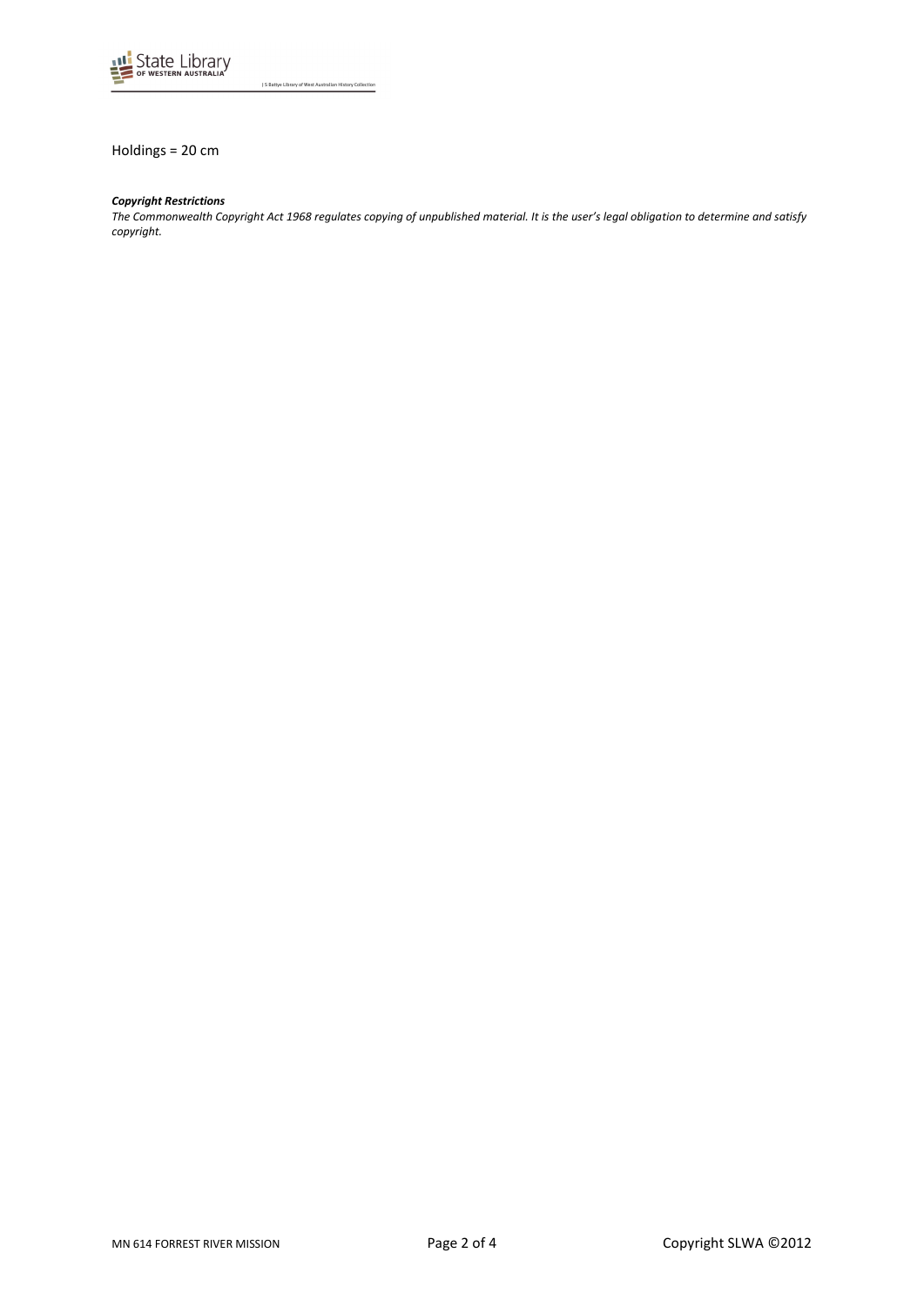Holdings = 20 cm

***Copyright Restrictions***
*The Commonwealth Copyright Act 1968 regulates copying of unpublished material. It is the user's legal obligation to determine and satisfy copyright.*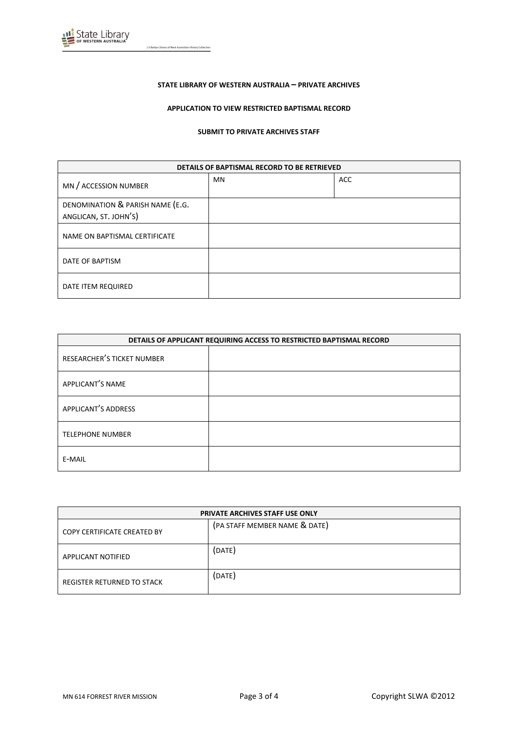**STATE LIBRARY OF WESTERN AUSTRALIA – PRIVATE ARCHIVES**

**APPLICATION TO VIEW RESTRICTED BAPTISMAL RECORD**

**SUBMIT TO PRIVATE ARCHIVES STAFF**

| DETAILS OF BAPTISMAL RECORD TO BE RETRIEVED | | |
|---|---|---|
| MN / ACCESSION NUMBER | MN | ACC |
| DENOMINATION & PARISH NAME (E.G. ANGLICAN, ST. JOHN'S) | | |
| NAME ON BAPTISMAL CERTIFICATE | | |
| DATE OF BAPTISM | | |
| DATE ITEM REQUIRED | | |

| DETAILS OF APPLICANT REQUIRING ACCESS TO RESTRICTED BAPTISMAL RECORD | |
|---|---|
| RESEARCHER'S TICKET NUMBER | |
| APPLICANT'S NAME | |
| APPLICANT'S ADDRESS | |
| TELEPHONE NUMBER | |
| E-MAIL | |

| PRIVATE ARCHIVES STAFF USE ONLY | |
|---|---|
| COPY CERTIFICATE CREATED BY | (PA STAFF MEMBER NAME & DATE) |
| APPLICANT NOTIFIED | (DATE) |
| REGISTER RETURNED TO STACK | (DATE) |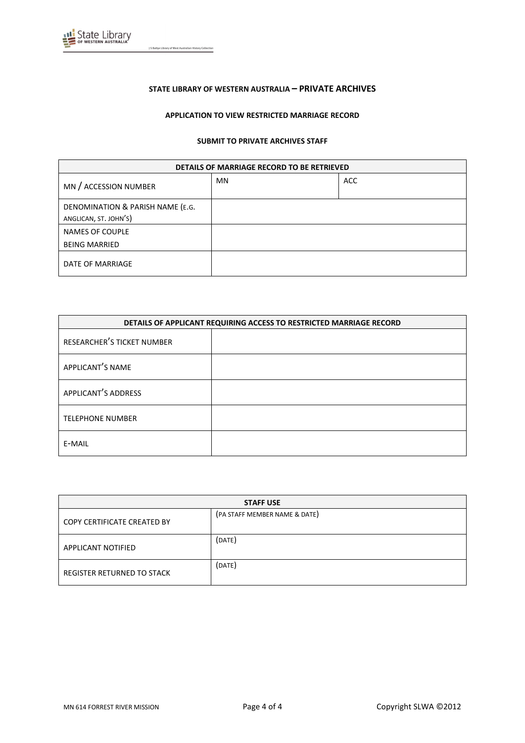**STATE LIBRARY OF WESTERN AUSTRALIA – PRIVATE ARCHIVES**

**APPLICATION TO VIEW RESTRICTED MARRIAGE RECORD**

**SUBMIT TO PRIVATE ARCHIVES STAFF**

| DETAILS OF MARRIAGE RECORD TO BE RETRIEVED | | |
|---|---|---|
| MN / ACCESSION NUMBER | MN | ACC |
| DENOMINATION & PARISH NAME (E.G. ANGLICAN, ST. JOHN'S) | | |
| NAMES OF COUPLE BEING MARRIED | | |
| DATE OF MARRIAGE | | |

| DETAILS OF APPLICANT REQUIRING ACCESS TO RESTRICTED MARRIAGE RECORD | |
|---|---|
| RESEARCHER'S TICKET NUMBER | |
| APPLICANT'S NAME | |
| APPLICANT'S ADDRESS | |
| TELEPHONE NUMBER | |
| E-MAIL | |

| STAFF USE | |
|---|---|
| COPY CERTIFICATE CREATED BY | (PA STAFF MEMBER NAME & DATE) |
| APPLICANT NOTIFIED | (DATE) |
| REGISTER RETURNED TO STACK | (DATE) |